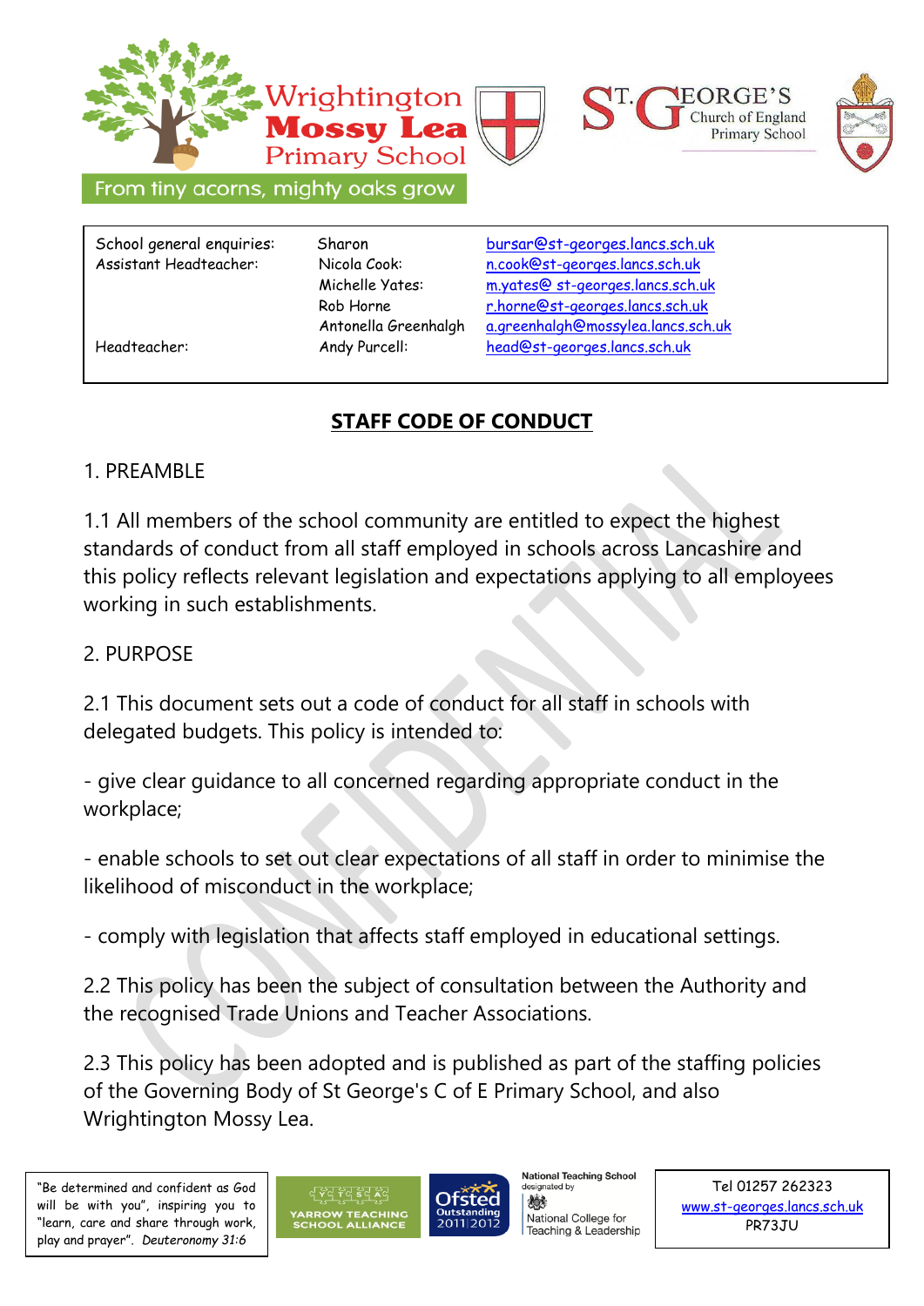Wrightington **Mossy Lea** Primary School

From tiny acorns, mighty oaks grow

St. George's Church of England Primary School

| | | |
|---|---|---|
| School general enquiries: | Sharon | bursar@st-georges.lancs.sch.uk |
| Assistant Headteacher: | Nicola Cook: | n.cook@st-georges.lancs.sch.uk |
| | Michelle Yates: | m.yates@ st-georges.lancs.sch.uk |
| | Rob Horne | r.horne@st-georges.lancs.sch.uk |
| | Antonella Greenhalgh | a.greenhalgh@mossylea.lancs.sch.uk |
| Headteacher: | Andy Purcell: | head@st-georges.lancs.sch.uk |

# STAFF CODE OF CONDUCT

## 1. PREAMBLE

1.1 All members of the school community are entitled to expect the highest standards of conduct from all staff employed in schools across Lancashire and this policy reflects relevant legislation and expectations applying to all employees working in such establishments.

## 2. PURPOSE

2.1 This document sets out a code of conduct for all staff in schools with delegated budgets. This policy is intended to:

- give clear guidance to all concerned regarding appropriate conduct in the workplace;

- enable schools to set out clear expectations of all staff in order to minimise the likelihood of misconduct in the workplace;

- comply with legislation that affects staff employed in educational settings.

2.2 This policy has been the subject of consultation between the Authority and the recognised Trade Unions and Teacher Associations.

2.3 This policy has been adopted and is published as part of the staffing policies of the Governing Body of St George's C of E Primary School, and also Wrightington Mossy Lea.

"Be determined and confident as God will be with you", inspiring you to "learn, care and share through work, play and prayer". *Deuteronomy 31:6*

YARROW TEACHING SCHOOL ALLIANCE

Ofsted Outstanding 2011|2012

National Teaching School designated by National College for Teaching & Leadership

Tel 01257 262323
www.st-georges.lancs.sch.uk
PR73JU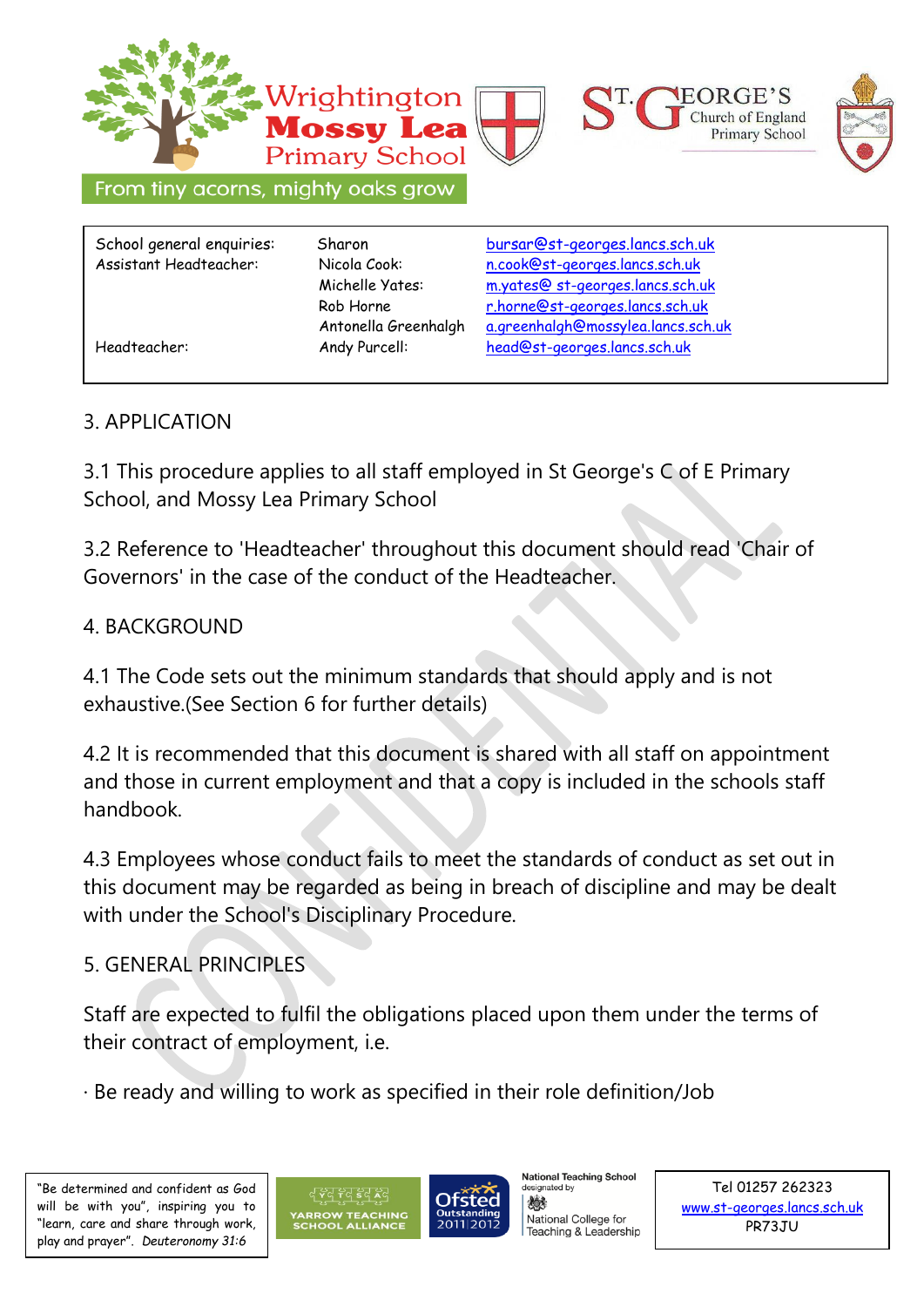## 3. APPLICATION

3.1 This procedure applies to all staff employed in St George's C of E Primary School, and Mossy Lea Primary School

3.2 Reference to 'Headteacher' throughout this document should read 'Chair of Governors' in the case of the conduct of the Headteacher.

## 4. BACKGROUND

4.1 The Code sets out the minimum standards that should apply and is not exhaustive.(See Section 6 for further details)

4.2 It is recommended that this document is shared with all staff on appointment and those in current employment and that a copy is included in the schools staff handbook.

4.3 Employees whose conduct fails to meet the standards of conduct as set out in this document may be regarded as being in breach of discipline and may be dealt with under the School's Disciplinary Procedure.

## 5. GENERAL PRINCIPLES

Staff are expected to fulfil the obligations placed upon them under the terms of their contract of employment, i.e.

· Be ready and willing to work as specified in their role definition/Job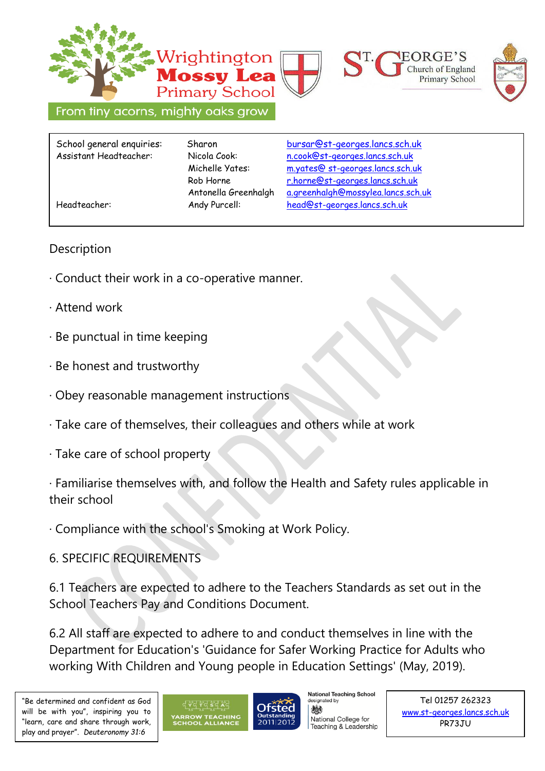Description

· Conduct their work in a co-operative manner.

· Attend work

· Be punctual in time keeping

· Be honest and trustworthy

· Obey reasonable management instructions

· Take care of themselves, their colleagues and others while at work

· Take care of school property

· Familiarise themselves with, and follow the Health and Safety rules applicable in their school

· Compliance with the school's Smoking at Work Policy.

6. SPECIFIC REQUIREMENTS

6.1 Teachers are expected to adhere to the Teachers Standards as set out in the School Teachers Pay and Conditions Document.

6.2 All staff are expected to adhere to and conduct themselves in line with the Department for Education's 'Guidance for Safer Working Practice for Adults who working With Children and Young people in Education Settings' (May, 2019).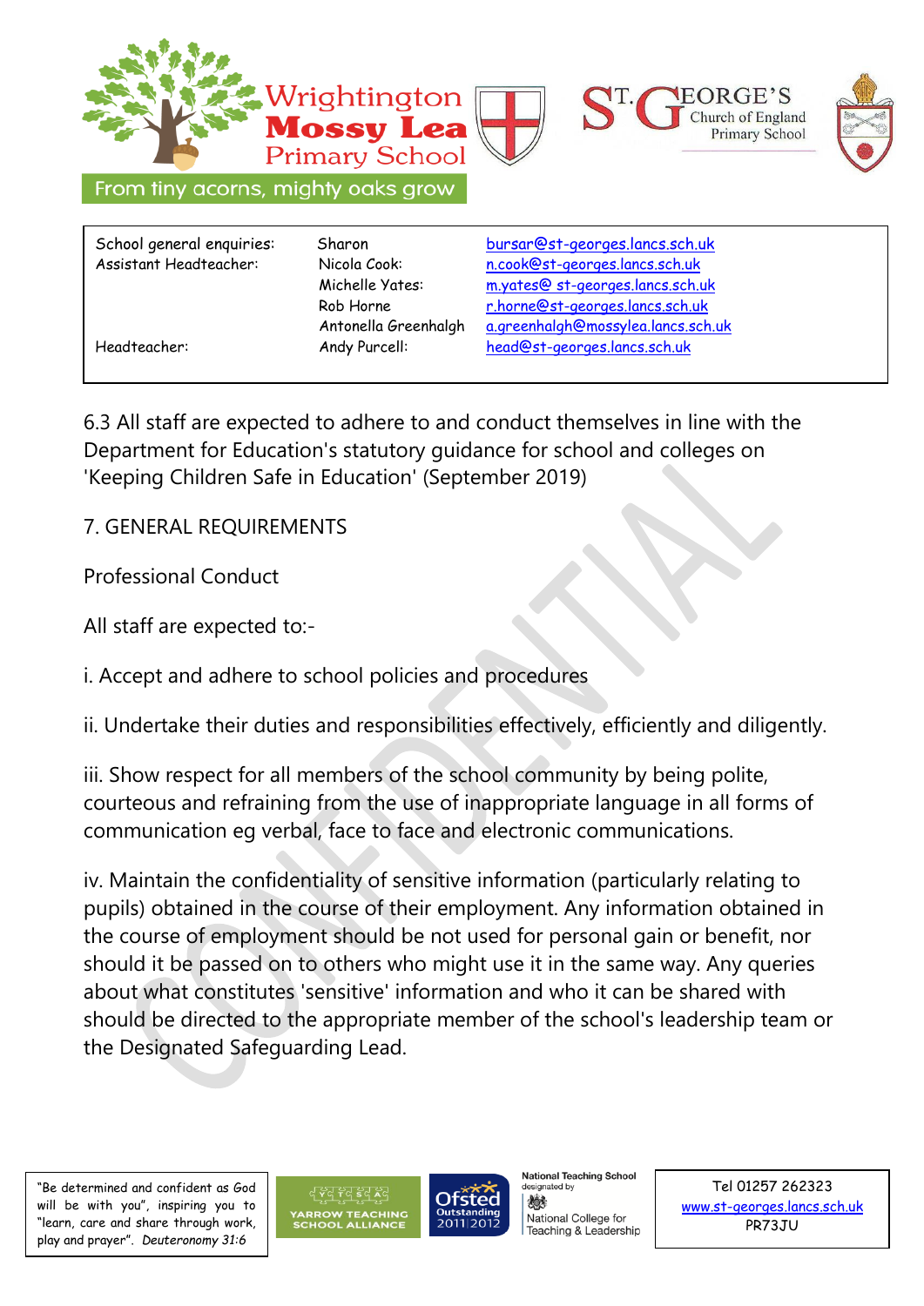6.3 All staff are expected to adhere to and conduct themselves in line with the Department for Education's statutory guidance for school and colleges on 'Keeping Children Safe in Education' (September 2019)

## 7. GENERAL REQUIREMENTS

### Professional Conduct

All staff are expected to:-

i. Accept and adhere to school policies and procedures

ii. Undertake their duties and responsibilities effectively, efficiently and diligently.

iii. Show respect for all members of the school community by being polite, courteous and refraining from the use of inappropriate language in all forms of communication eg verbal, face to face and electronic communications.

iv. Maintain the confidentiality of sensitive information (particularly relating to pupils) obtained in the course of their employment. Any information obtained in the course of employment should be not used for personal gain or benefit, nor should it be passed on to others who might use it in the same way. Any queries about what constitutes 'sensitive' information and who it can be shared with should be directed to the appropriate member of the school's leadership team or the Designated Safeguarding Lead.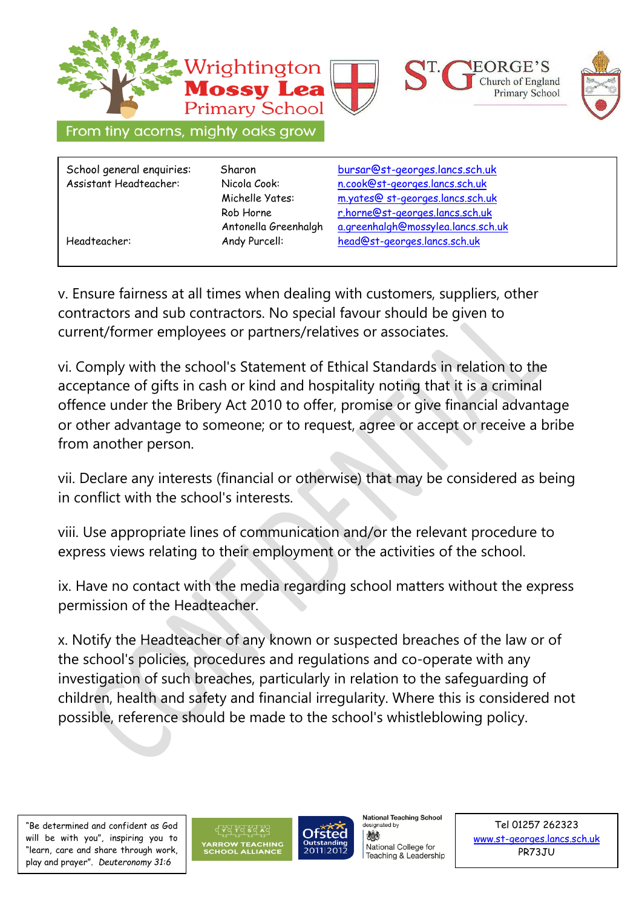v. Ensure fairness at all times when dealing with customers, suppliers, other contractors and sub contractors. No special favour should be given to current/former employees or partners/relatives or associates.

vi. Comply with the school's Statement of Ethical Standards in relation to the acceptance of gifts in cash or kind and hospitality noting that it is a criminal offence under the Bribery Act 2010 to offer, promise or give financial advantage or other advantage to someone; or to request, agree or accept or receive a bribe from another person.

vii. Declare any interests (financial or otherwise) that may be considered as being in conflict with the school's interests.

viii. Use appropriate lines of communication and/or the relevant procedure to express views relating to their employment or the activities of the school.

ix. Have no contact with the media regarding school matters without the express permission of the Headteacher.

x. Notify the Headteacher of any known or suspected breaches of the law or of the school's policies, procedures and regulations and co-operate with any investigation of such breaches, particularly in relation to the safeguarding of children, health and safety and financial irregularity. Where this is considered not possible, reference should be made to the school's whistleblowing policy.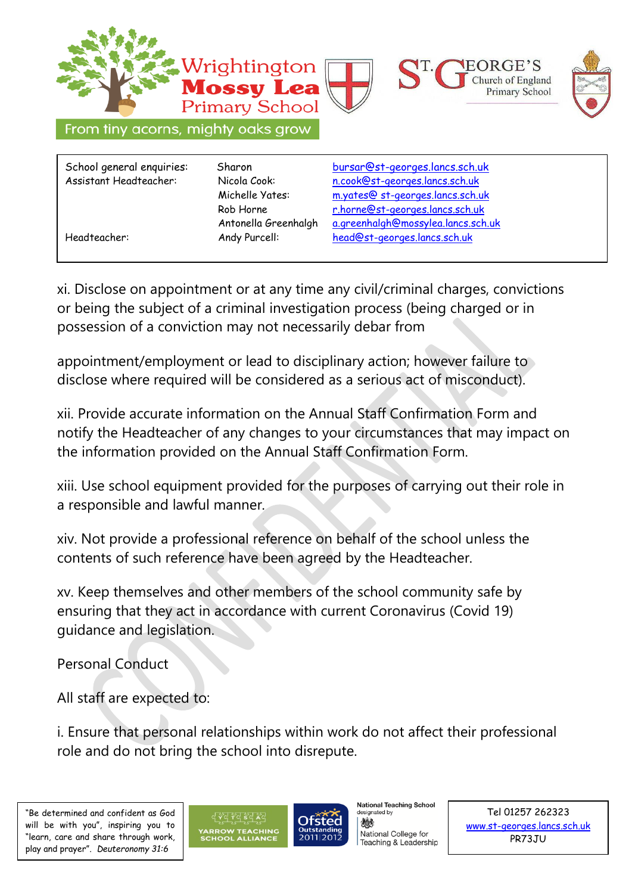xi. Disclose on appointment or at any time any civil/criminal charges, convictions or being the subject of a criminal investigation process (being charged or in possession of a conviction may not necessarily debar from

appointment/employment or lead to disciplinary action; however failure to disclose where required will be considered as a serious act of misconduct).

xii. Provide accurate information on the Annual Staff Confirmation Form and notify the Headteacher of any changes to your circumstances that may impact on the information provided on the Annual Staff Confirmation Form.

xiii. Use school equipment provided for the purposes of carrying out their role in a responsible and lawful manner.

xiv. Not provide a professional reference on behalf of the school unless the contents of such reference have been agreed by the Headteacher.

xv. Keep themselves and other members of the school community safe by ensuring that they act in accordance with current Coronavirus (Covid 19) guidance and legislation.

Personal Conduct

All staff are expected to:

i. Ensure that personal relationships within work do not affect their professional role and do not bring the school into disrepute.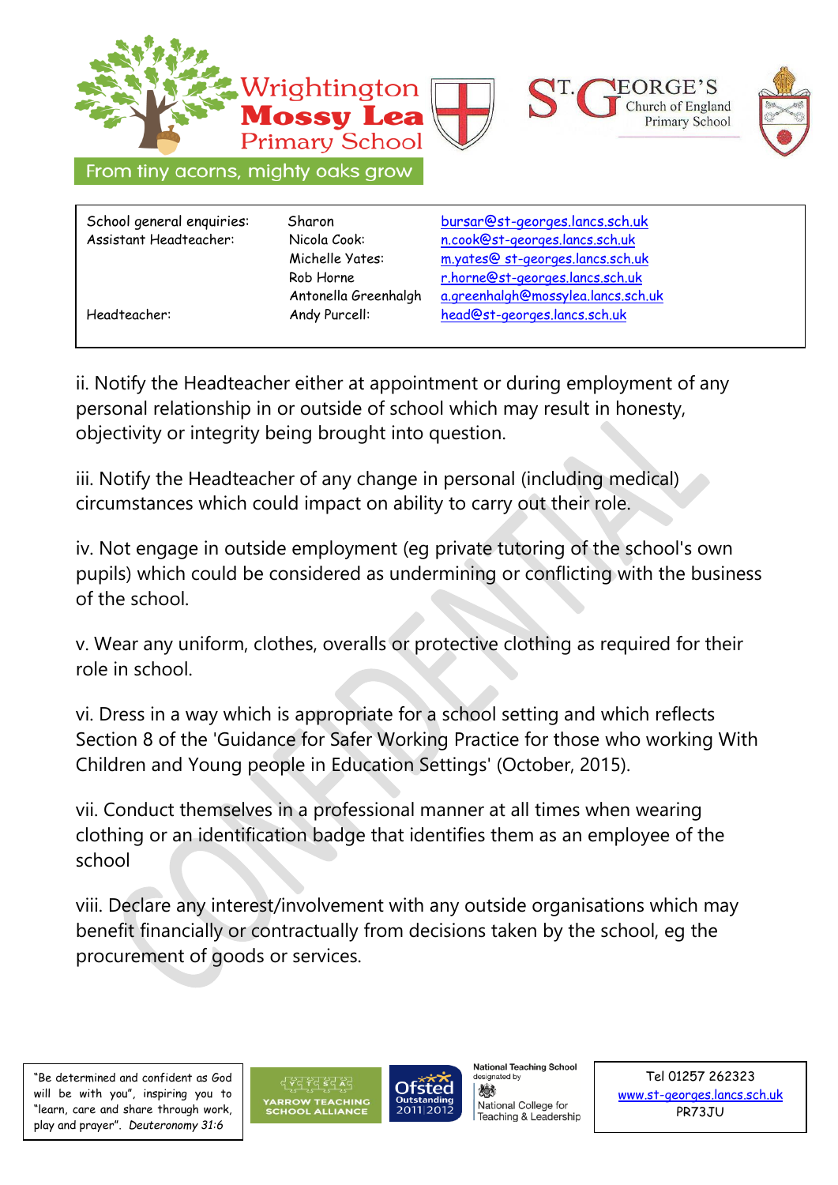ii. Notify the Headteacher either at appointment or during employment of any personal relationship in or outside of school which may result in honesty, objectivity or integrity being brought into question.

iii. Notify the Headteacher of any change in personal (including medical) circumstances which could impact on ability to carry out their role.

iv. Not engage in outside employment (eg private tutoring of the school's own pupils) which could be considered as undermining or conflicting with the business of the school.

v. Wear any uniform, clothes, overalls or protective clothing as required for their role in school.

vi. Dress in a way which is appropriate for a school setting and which reflects Section 8 of the 'Guidance for Safer Working Practice for those who working With Children and Young people in Education Settings' (October, 2015).

vii. Conduct themselves in a professional manner at all times when wearing clothing or an identification badge that identifies them as an employee of the school

viii. Declare any interest/involvement with any outside organisations which may benefit financially or contractually from decisions taken by the school, eg the procurement of goods or services.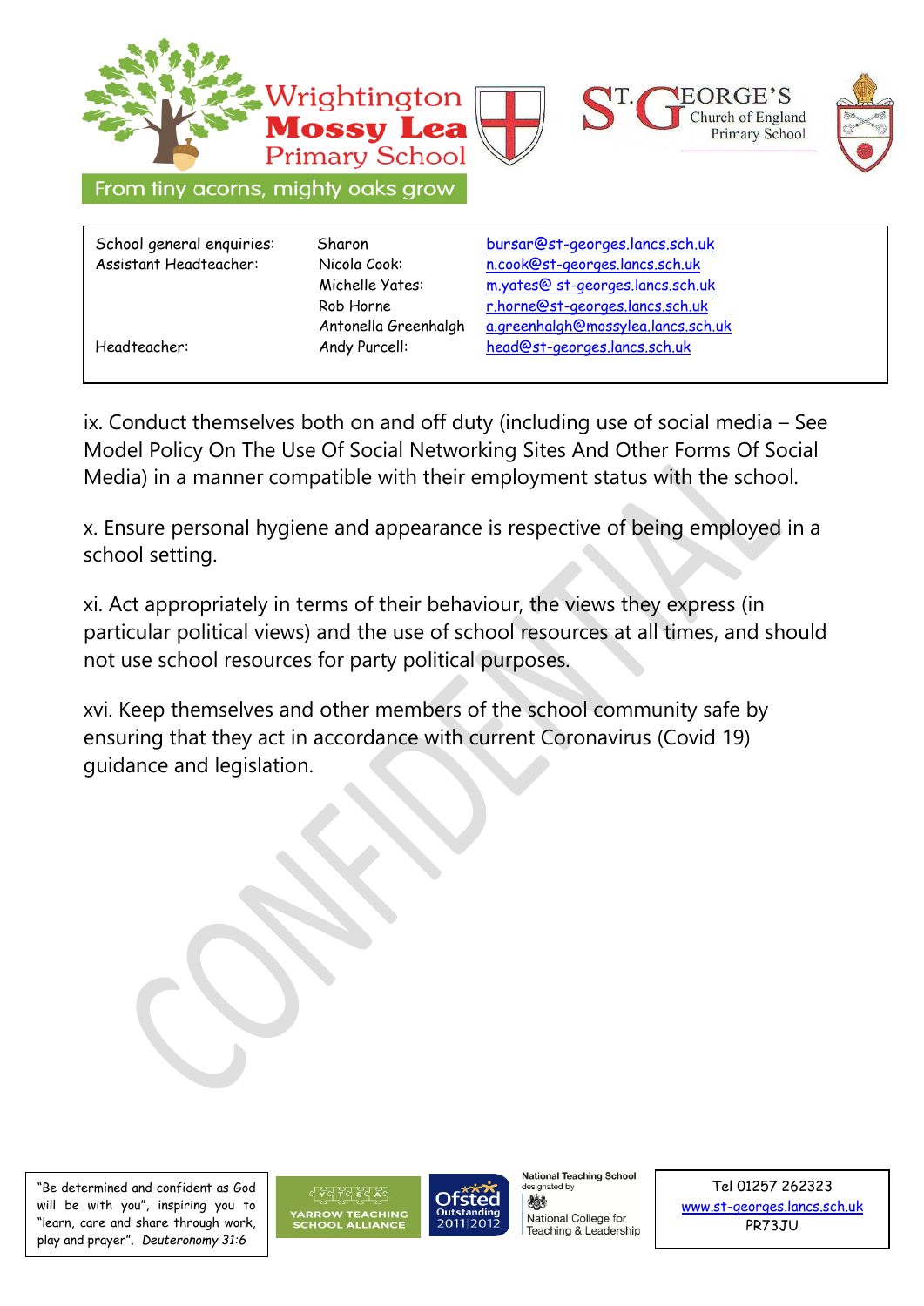| | | |
|---|---|---|
| School general enquiries: | Sharon | bursar@st-georges.lancs.sch.uk |
| Assistant Headteacher: | Nicola Cook: | n.cook@st-georges.lancs.sch.uk |
| | Michelle Yates: | m.yates@ st-georges.lancs.sch.uk |
| | Rob Horne | r.horne@st-georges.lancs.sch.uk |
| | Antonella Greenhalgh | a.greenhalgh@mossylea.lancs.sch.uk |
| Headteacher: | Andy Purcell: | head@st-georges.lancs.sch.uk |

ix. Conduct themselves both on and off duty (including use of social media – See Model Policy On The Use Of Social Networking Sites And Other Forms Of Social Media) in a manner compatible with their employment status with the school.

x. Ensure personal hygiene and appearance is respective of being employed in a school setting.

xi. Act appropriately in terms of their behaviour, the views they express (in particular political views) and the use of school resources at all times, and should not use school resources for party political purposes.

xvi. Keep themselves and other members of the school community safe by ensuring that they act in accordance with current Coronavirus (Covid 19) guidance and legislation.